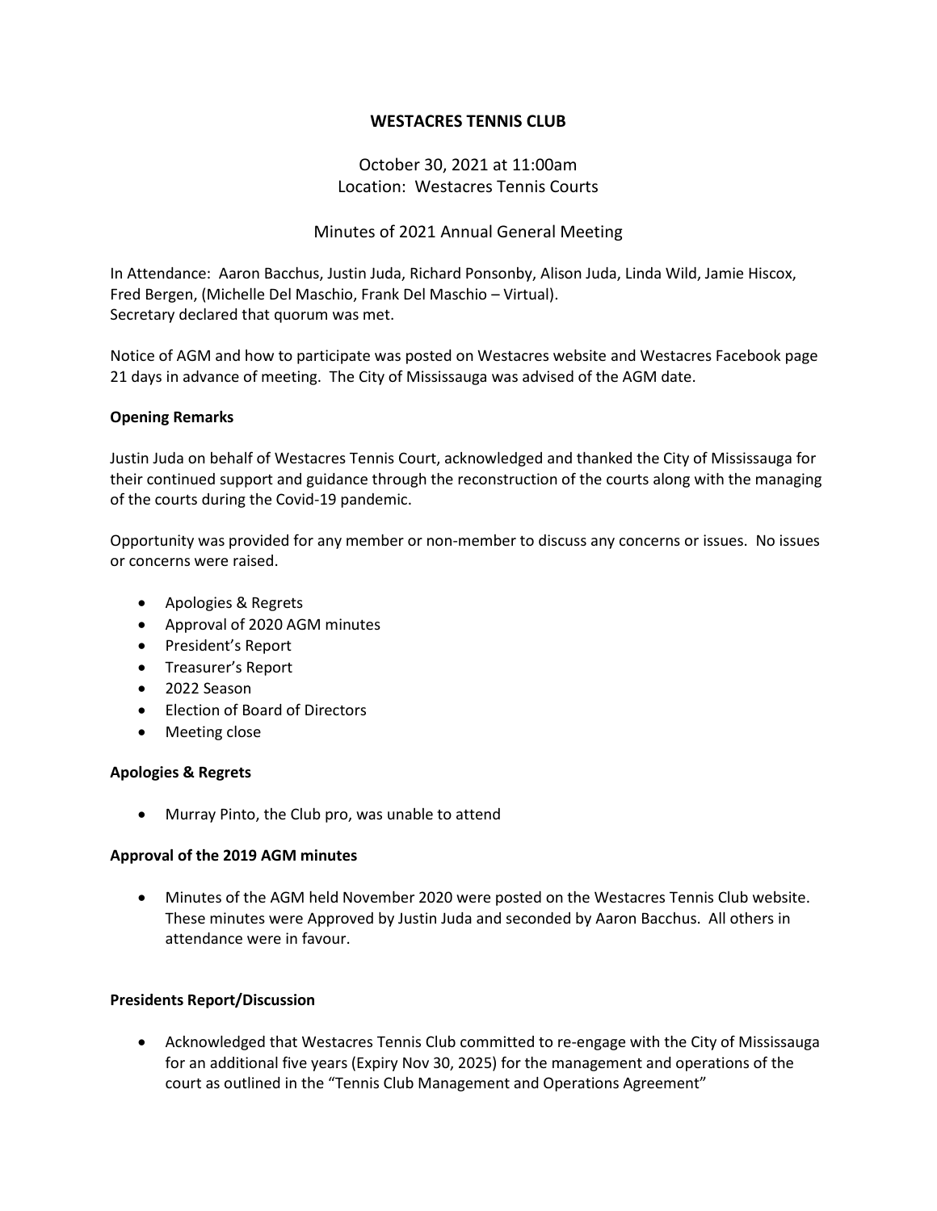# WESTACRES TENNIS CLUB

October 30, 2021 at 11:00am
Location: Westacres Tennis Courts

Minutes of 2021 Annual General Meeting

In Attendance: Aaron Bacchus, Justin Juda, Richard Ponsonby, Alison Juda, Linda Wild, Jamie Hiscox, Fred Bergen, (Michelle Del Maschio, Frank Del Maschio – Virtual).
Secretary declared that quorum was met.

Notice of AGM and how to participate was posted on Westacres website and Westacres Facebook page 21 days in advance of meeting. The City of Mississauga was advised of the AGM date.

**Opening Remarks**

Justin Juda on behalf of Westacres Tennis Court, acknowledged and thanked the City of Mississauga for their continued support and guidance through the reconstruction of the courts along with the managing of the courts during the Covid-19 pandemic.

Opportunity was provided for any member or non-member to discuss any concerns or issues. No issues or concerns were raised.

- Apologies & Regrets
- Approval of 2020 AGM minutes
- President's Report
- Treasurer's Report
- 2022 Season
- Election of Board of Directors
- Meeting close

**Apologies & Regrets**

- Murray Pinto, the Club pro, was unable to attend

**Approval of the 2019 AGM minutes**

- Minutes of the AGM held November 2020 were posted on the Westacres Tennis Club website. These minutes were Approved by Justin Juda and seconded by Aaron Bacchus. All others in attendance were in favour.

**Presidents Report/Discussion**

- Acknowledged that Westacres Tennis Club committed to re-engage with the City of Mississauga for an additional five years (Expiry Nov 30, 2025) for the management and operations of the court as outlined in the "Tennis Club Management and Operations Agreement"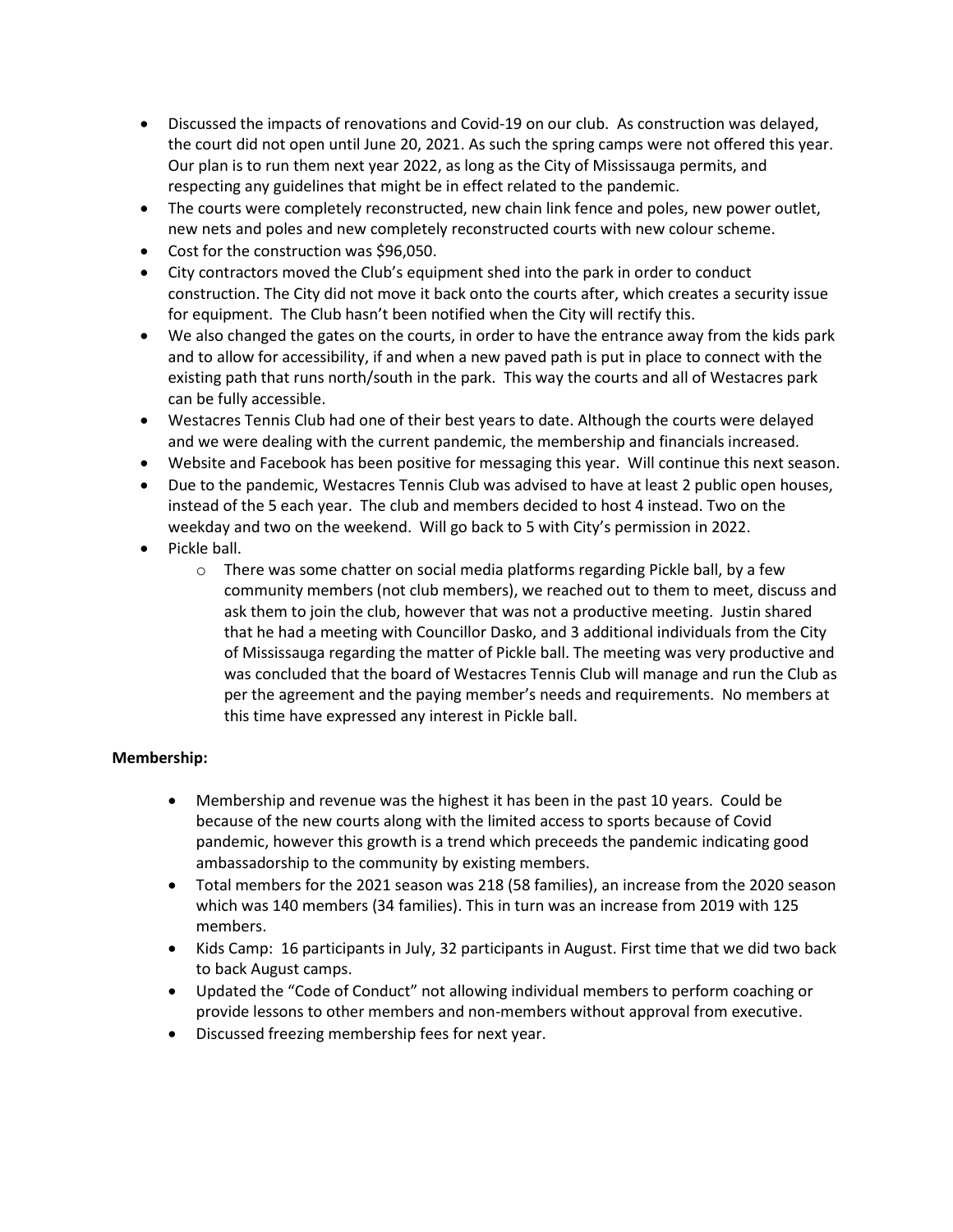- Discussed the impacts of renovations and Covid-19 on our club. As construction was delayed, the court did not open until June 20, 2021. As such the spring camps were not offered this year. Our plan is to run them next year 2022, as long as the City of Mississauga permits, and respecting any guidelines that might be in effect related to the pandemic.
- The courts were completely reconstructed, new chain link fence and poles, new power outlet, new nets and poles and new completely reconstructed courts with new colour scheme.
- Cost for the construction was $96,050.
- City contractors moved the Club's equipment shed into the park in order to conduct construction. The City did not move it back onto the courts after, which creates a security issue for equipment. The Club hasn't been notified when the City will rectify this.
- We also changed the gates on the courts, in order to have the entrance away from the kids park and to allow for accessibility, if and when a new paved path is put in place to connect with the existing path that runs north/south in the park. This way the courts and all of Westacres park can be fully accessible.
- Westacres Tennis Club had one of their best years to date. Although the courts were delayed and we were dealing with the current pandemic, the membership and financials increased.
- Website and Facebook has been positive for messaging this year. Will continue this next season.
- Due to the pandemic, Westacres Tennis Club was advised to have at least 2 public open houses, instead of the 5 each year. The club and members decided to host 4 instead. Two on the weekday and two on the weekend. Will go back to 5 with City's permission in 2022.
- Pickle ball.
    - There was some chatter on social media platforms regarding Pickle ball, by a few community members (not club members), we reached out to them to meet, discuss and ask them to join the club, however that was not a productive meeting. Justin shared that he had a meeting with Councillor Dasko, and 3 additional individuals from the City of Mississauga regarding the matter of Pickle ball. The meeting was very productive and was concluded that the board of Westacres Tennis Club will manage and run the Club as per the agreement and the paying member's needs and requirements. No members at this time have expressed any interest in Pickle ball.

**Membership:**

- Membership and revenue was the highest it has been in the past 10 years. Could be because of the new courts along with the limited access to sports because of Covid pandemic, however this growth is a trend which preceeds the pandemic indicating good ambassadorship to the community by existing members.
- Total members for the 2021 season was 218 (58 families), an increase from the 2020 season which was 140 members (34 families). This in turn was an increase from 2019 with 125 members.
- Kids Camp: 16 participants in July, 32 participants in August. First time that we did two back to back August camps.
- Updated the "Code of Conduct" not allowing individual members to perform coaching or provide lessons to other members and non-members without approval from executive.
- Discussed freezing membership fees for next year.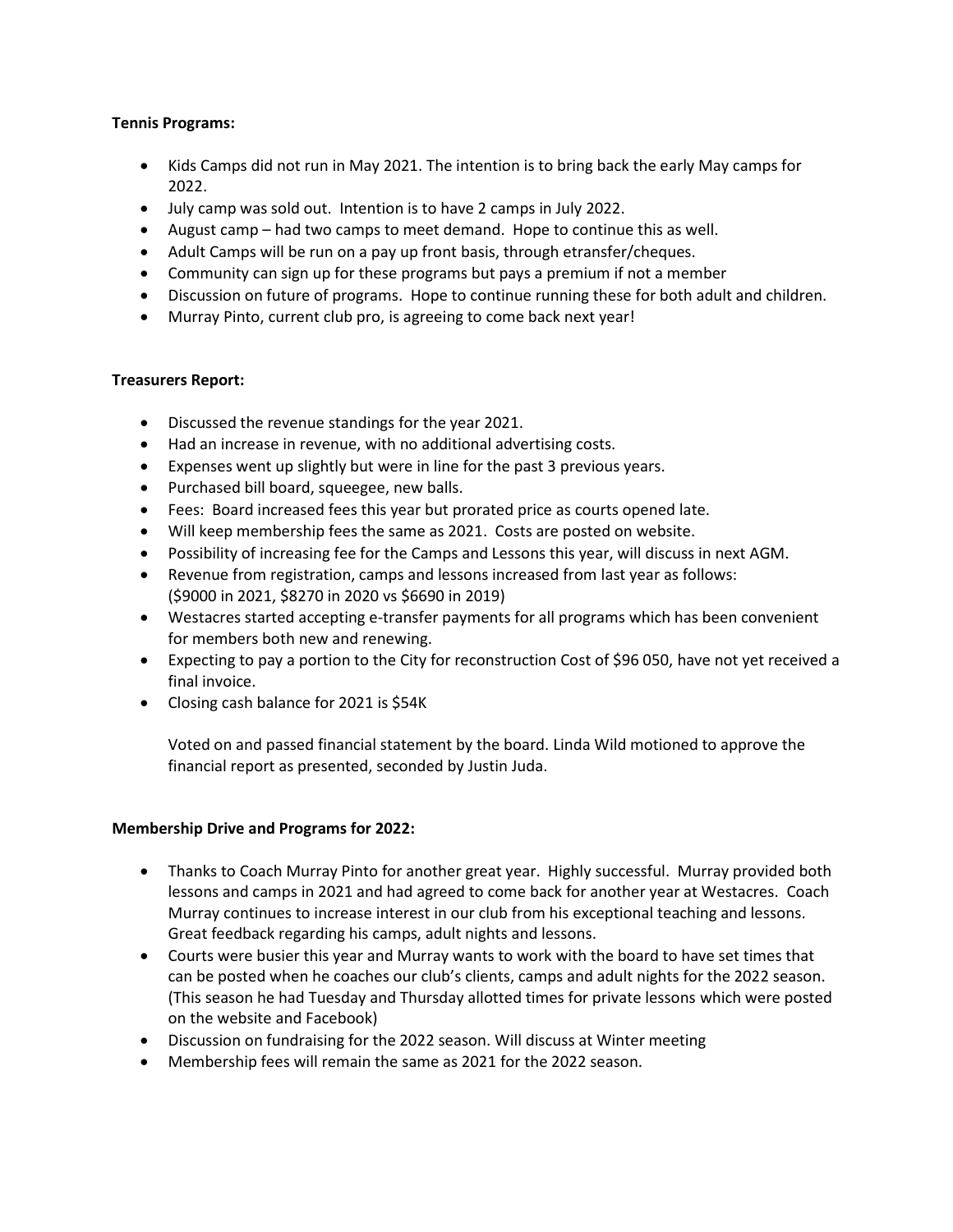**Tennis Programs:**

- Kids Camps did not run in May 2021. The intention is to bring back the early May camps for 2022.
- July camp was sold out. Intention is to have 2 camps in July 2022.
- August camp – had two camps to meet demand. Hope to continue this as well.
- Adult Camps will be run on a pay up front basis, through etransfer/cheques.
- Community can sign up for these programs but pays a premium if not a member
- Discussion on future of programs. Hope to continue running these for both adult and children.
- Murray Pinto, current club pro, is agreeing to come back next year!

**Treasurers Report:**

- Discussed the revenue standings for the year 2021.
- Had an increase in revenue, with no additional advertising costs.
- Expenses went up slightly but were in line for the past 3 previous years.
- Purchased bill board, squeegee, new balls.
- Fees: Board increased fees this year but prorated price as courts opened late.
- Will keep membership fees the same as 2021. Costs are posted on website.
- Possibility of increasing fee for the Camps and Lessons this year, will discuss in next AGM.
- Revenue from registration, camps and lessons increased from last year as follows: ($9000 in 2021, $8270 in 2020 vs $6690 in 2019)
- Westacres started accepting e-transfer payments for all programs which has been convenient for members both new and renewing.
- Expecting to pay a portion to the City for reconstruction Cost of $96 050, have not yet received a final invoice.
- Closing cash balance for 2021 is $54K

  Voted on and passed financial statement by the board. Linda Wild motioned to approve the financial report as presented, seconded by Justin Juda.

**Membership Drive and Programs for 2022:**

- Thanks to Coach Murray Pinto for another great year. Highly successful. Murray provided both lessons and camps in 2021 and had agreed to come back for another year at Westacres. Coach Murray continues to increase interest in our club from his exceptional teaching and lessons. Great feedback regarding his camps, adult nights and lessons.
- Courts were busier this year and Murray wants to work with the board to have set times that can be posted when he coaches our club's clients, camps and adult nights for the 2022 season. (This season he had Tuesday and Thursday allotted times for private lessons which were posted on the website and Facebook)
- Discussion on fundraising for the 2022 season. Will discuss at Winter meeting
- Membership fees will remain the same as 2021 for the 2022 season.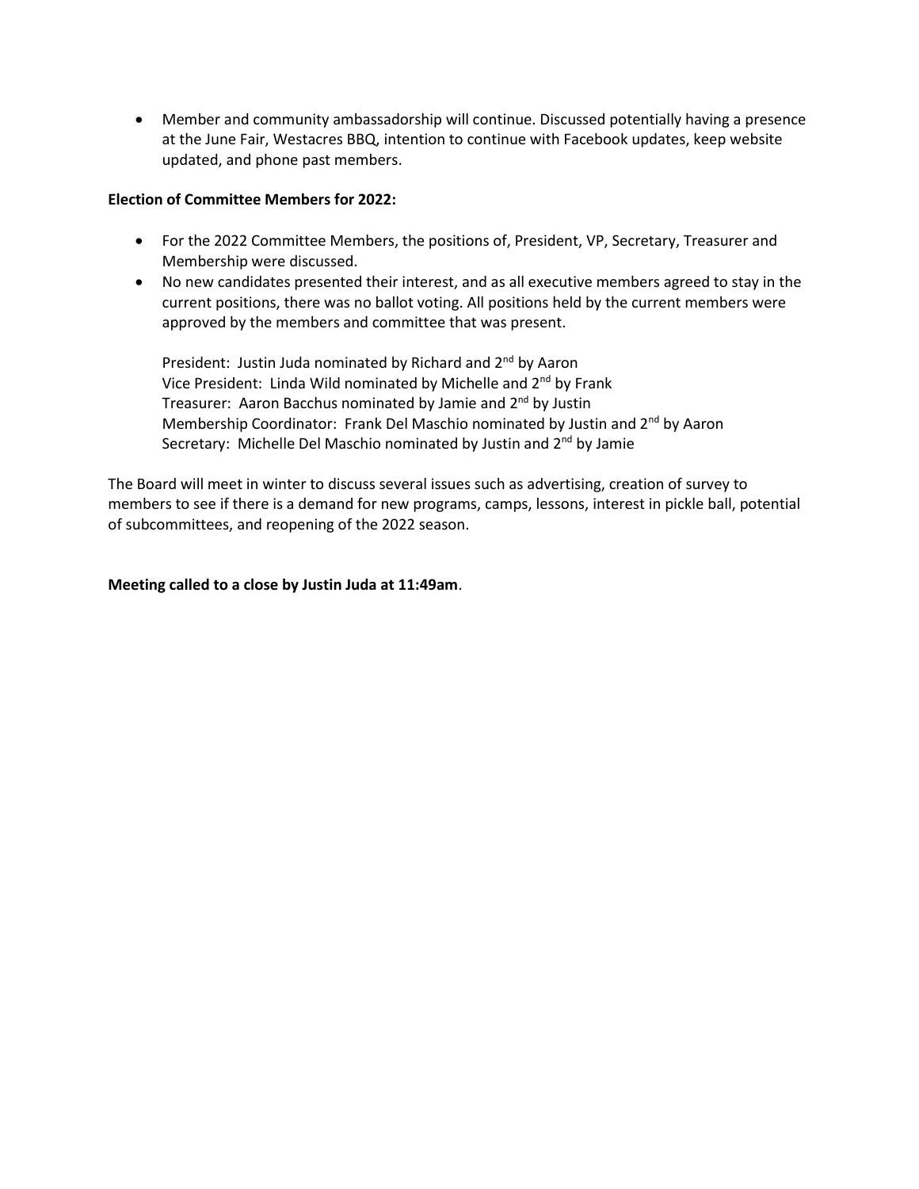- Member and community ambassadorship will continue. Discussed potentially having a presence at the June Fair, Westacres BBQ, intention to continue with Facebook updates, keep website updated, and phone past members.

**Election of Committee Members for 2022:**

- For the 2022 Committee Members, the positions of, President, VP, Secretary, Treasurer and Membership were discussed.
- No new candidates presented their interest, and as all executive members agreed to stay in the current positions, there was no ballot voting. All positions held by the current members were approved by the members and committee that was present.

  President: Justin Juda nominated by Richard and 2nd by Aaron
  Vice President: Linda Wild nominated by Michelle and 2nd by Frank
  Treasurer: Aaron Bacchus nominated by Jamie and 2nd by Justin
  Membership Coordinator: Frank Del Maschio nominated by Justin and 2nd by Aaron
  Secretary: Michelle Del Maschio nominated by Justin and 2nd by Jamie

The Board will meet in winter to discuss several issues such as advertising, creation of survey to members to see if there is a demand for new programs, camps, lessons, interest in pickle ball, potential of subcommittees, and reopening of the 2022 season.

**Meeting called to a close by Justin Juda at 11:49am**.